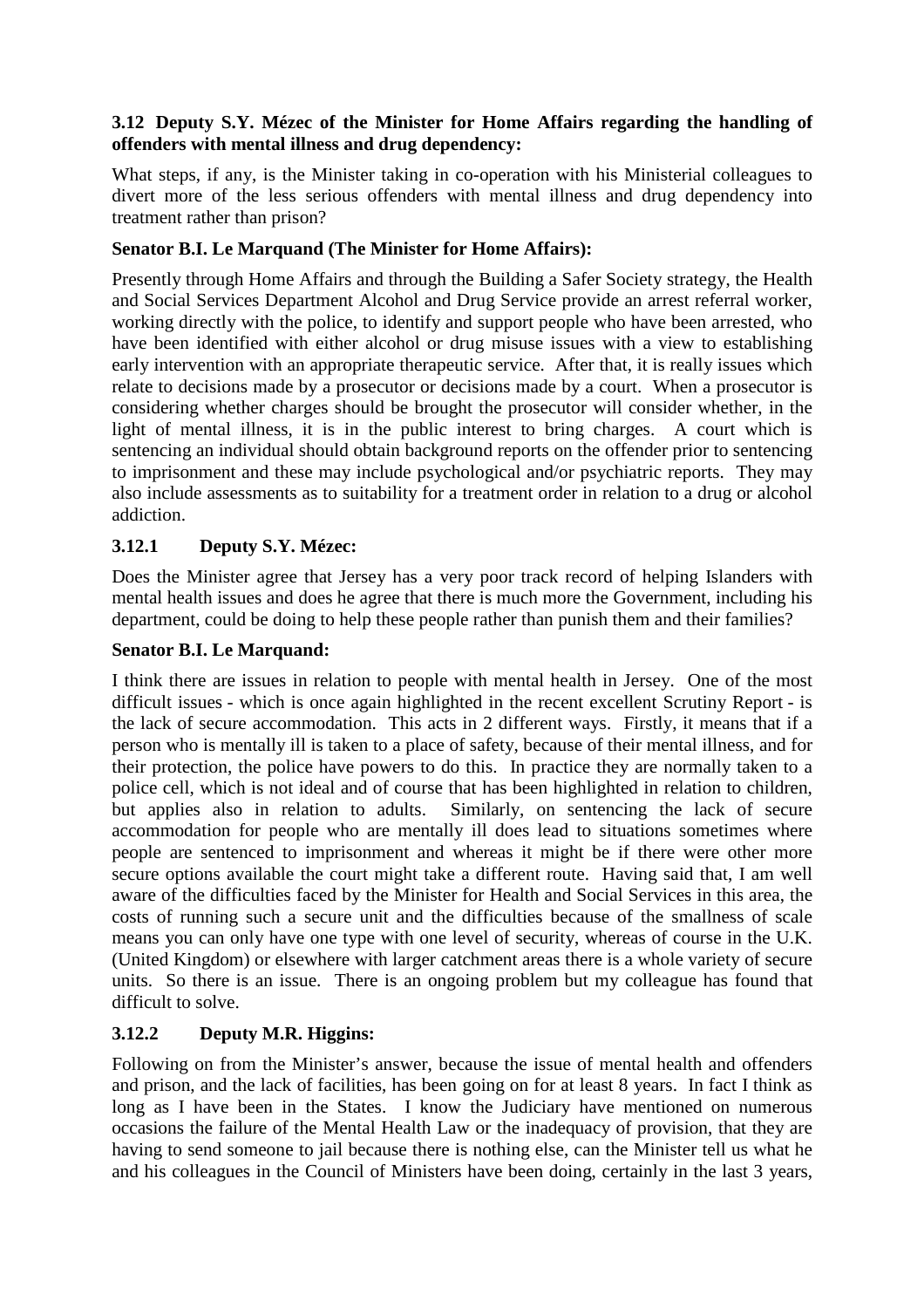**3.12 Deputy S.Y. Mézec of the Minister for Home Affairs regarding the handling of offenders with mental illness and drug dependency:**

What steps, if any, is the Minister taking in co-operation with his Ministerial colleagues to divert more of the less serious offenders with mental illness and drug dependency into treatment rather than prison?

**Senator B.I. Le Marquand (The Minister for Home Affairs):**

Presently through Home Affairs and through the Building a Safer Society strategy, the Health and Social Services Department Alcohol and Drug Service provide an arrest referral worker, working directly with the police, to identify and support people who have been arrested, who have been identified with either alcohol or drug misuse issues with a view to establishing early intervention with an appropriate therapeutic service. After that, it is really issues which relate to decisions made by a prosecutor or decisions made by a court. When a prosecutor is considering whether charges should be brought the prosecutor will consider whether, in the light of mental illness, it is in the public interest to bring charges. A court which is sentencing an individual should obtain background reports on the offender prior to sentencing to imprisonment and these may include psychological and/or psychiatric reports. They may also include assessments as to suitability for a treatment order in relation to a drug or alcohol addiction.

**3.12.1 Deputy S.Y. Mézec:**

Does the Minister agree that Jersey has a very poor track record of helping Islanders with mental health issues and does he agree that there is much more the Government, including his department, could be doing to help these people rather than punish them and their families?

**Senator B.I. Le Marquand:**

I think there are issues in relation to people with mental health in Jersey. One of the most difficult issues - which is once again highlighted in the recent excellent Scrutiny Report - is the lack of secure accommodation. This acts in 2 different ways. Firstly, it means that if a person who is mentally ill is taken to a place of safety, because of their mental illness, and for their protection, the police have powers to do this. In practice they are normally taken to a police cell, which is not ideal and of course that has been highlighted in relation to children, but applies also in relation to adults. Similarly, on sentencing the lack of secure accommodation for people who are mentally ill does lead to situations sometimes where people are sentenced to imprisonment and whereas it might be if there were other more secure options available the court might take a different route. Having said that, I am well aware of the difficulties faced by the Minister for Health and Social Services in this area, the costs of running such a secure unit and the difficulties because of the smallness of scale means you can only have one type with one level of security, whereas of course in the U.K. (United Kingdom) or elsewhere with larger catchment areas there is a whole variety of secure units. So there is an issue. There is an ongoing problem but my colleague has found that difficult to solve.

**3.12.2 Deputy M.R. Higgins:**

Following on from the Minister's answer, because the issue of mental health and offenders and prison, and the lack of facilities, has been going on for at least 8 years. In fact I think as long as I have been in the States. I know the Judiciary have mentioned on numerous occasions the failure of the Mental Health Law or the inadequacy of provision, that they are having to send someone to jail because there is nothing else, can the Minister tell us what he and his colleagues in the Council of Ministers have been doing, certainly in the last 3 years,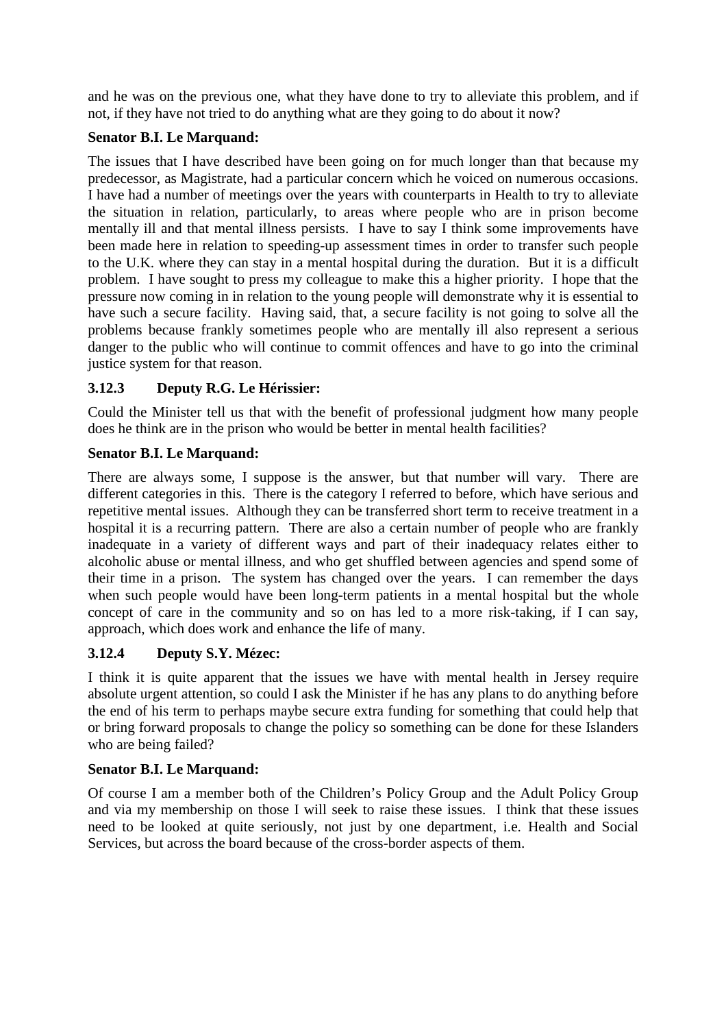and he was on the previous one, what they have done to try to alleviate this problem, and if not, if they have not tried to do anything what are they going to do about it now?

**Senator B.I. Le Marquand:**

The issues that I have described have been going on for much longer than that because my predecessor, as Magistrate, had a particular concern which he voiced on numerous occasions. I have had a number of meetings over the years with counterparts in Health to try to alleviate the situation in relation, particularly, to areas where people who are in prison become mentally ill and that mental illness persists. I have to say I think some improvements have been made here in relation to speeding-up assessment times in order to transfer such people to the U.K. where they can stay in a mental hospital during the duration. But it is a difficult problem. I have sought to press my colleague to make this a higher priority. I hope that the pressure now coming in in relation to the young people will demonstrate why it is essential to have such a secure facility. Having said, that, a secure facility is not going to solve all the problems because frankly sometimes people who are mentally ill also represent a serious danger to the public who will continue to commit offences and have to go into the criminal justice system for that reason.

### 3.12.3 Deputy R.G. Le Hérissier:

Could the Minister tell us that with the benefit of professional judgment how many people does he think are in the prison who would be better in mental health facilities?

**Senator B.I. Le Marquand:**

There are always some, I suppose is the answer, but that number will vary. There are different categories in this. There is the category I referred to before, which have serious and repetitive mental issues. Although they can be transferred short term to receive treatment in a hospital it is a recurring pattern. There are also a certain number of people who are frankly inadequate in a variety of different ways and part of their inadequacy relates either to alcoholic abuse or mental illness, and who get shuffled between agencies and spend some of their time in a prison. The system has changed over the years. I can remember the days when such people would have been long-term patients in a mental hospital but the whole concept of care in the community and so on has led to a more risk-taking, if I can say, approach, which does work and enhance the life of many.

### 3.12.4 Deputy S.Y. Mézec:

I think it is quite apparent that the issues we have with mental health in Jersey require absolute urgent attention, so could I ask the Minister if he has any plans to do anything before the end of his term to perhaps maybe secure extra funding for something that could help that or bring forward proposals to change the policy so something can be done for these Islanders who are being failed?

**Senator B.I. Le Marquand:**

Of course I am a member both of the Children's Policy Group and the Adult Policy Group and via my membership on those I will seek to raise these issues. I think that these issues need to be looked at quite seriously, not just by one department, i.e. Health and Social Services, but across the board because of the cross-border aspects of them.